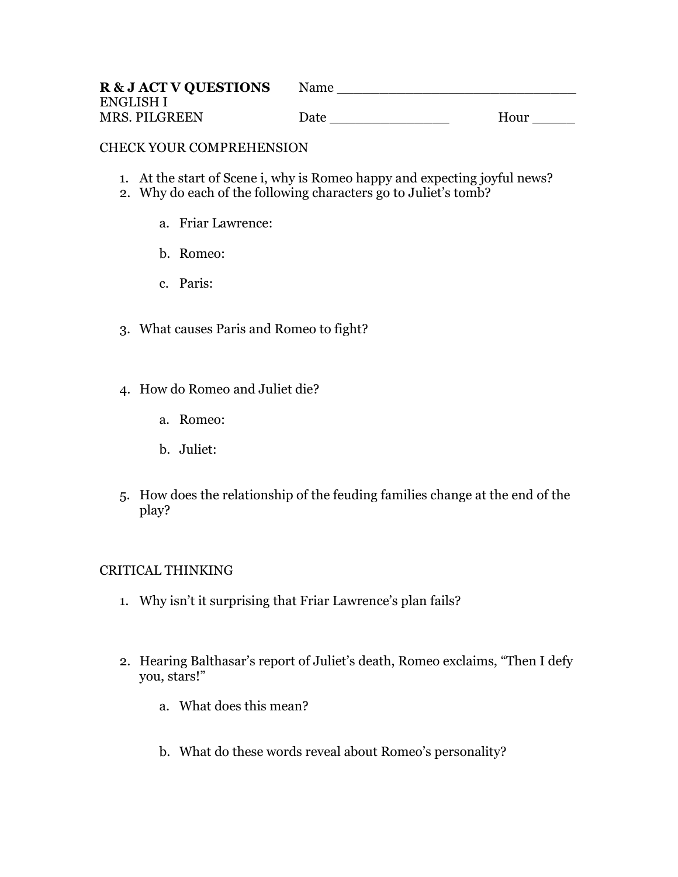**R & J ACT V QUESTIONS** Name ______________________________

ENGLISH I

MRS. PILGREEN Date _______________ Hour _____

CHECK YOUR COMPREHENSION

1. At the start of Scene i, why is Romeo happy and expecting joyful news?
2. Why do each of the following characters go to Juliet's tomb?

    a. Friar Lawrence:

    b. Romeo:

    c. Paris:

3. What causes Paris and Romeo to fight?

4. How do Romeo and Juliet die?

    a. Romeo:

    b. Juliet:

5. How does the relationship of the feuding families change at the end of the play?

CRITICAL THINKING

1. Why isn't it surprising that Friar Lawrence's plan fails?

2. Hearing Balthasar's report of Juliet's death, Romeo exclaims, "Then I defy you, stars!"

    a. What does this mean?

    b. What do these words reveal about Romeo's personality?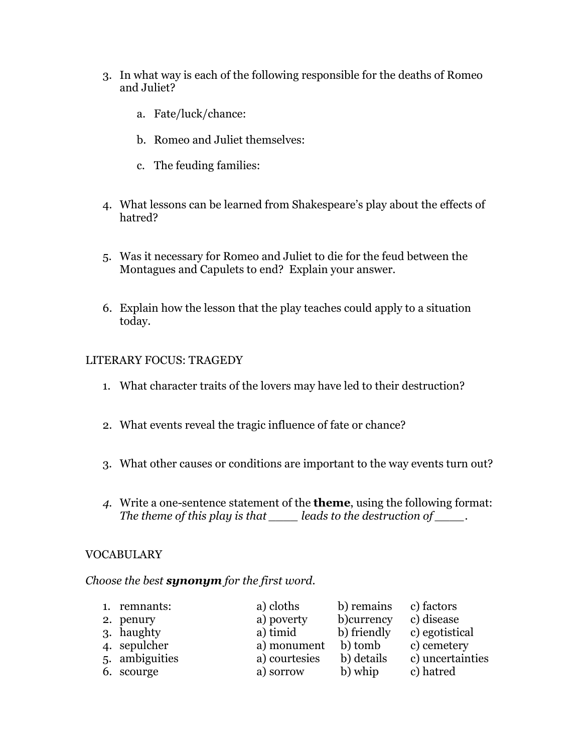3. In what way is each of the following responsible for the deaths of Romeo and Juliet?

    a. Fate/luck/chance:

    b. Romeo and Juliet themselves:

    c. The feuding families:

4. What lessons can be learned from Shakespeare's play about the effects of hatred?

5. Was it necessary for Romeo and Juliet to die for the feud between the Montagues and Capulets to end? Explain your answer.

6. Explain how the lesson that the play teaches could apply to a situation today.

LITERARY FOCUS: TRAGEDY

1. What character traits of the lovers may have led to their destruction?

2. What events reveal the tragic influence of fate or chance?

3. What other causes or conditions are important to the way events turn out?

4. Write a one-sentence statement of the **theme**, using the following format: *The theme of this play is that ____ leads to the destruction of ____.*

VOCABULARY

*Choose the best* ***synonym*** *for the first word.*

| | | | | |
|---|---|---|---|---|
| 1. | remnants: | a) cloths | b) remains | c) factors |
| 2. | penury | a) poverty | b)currency | c) disease |
| 3. | haughty | a) timid | b) friendly | c) egotistical |
| 4. | sepulcher | a) monument | b) tomb | c) cemetery |
| 5. | ambiguities | a) courtesies | b) details | c) uncertainties |
| 6. | scourge | a) sorrow | b) whip | c) hatred |